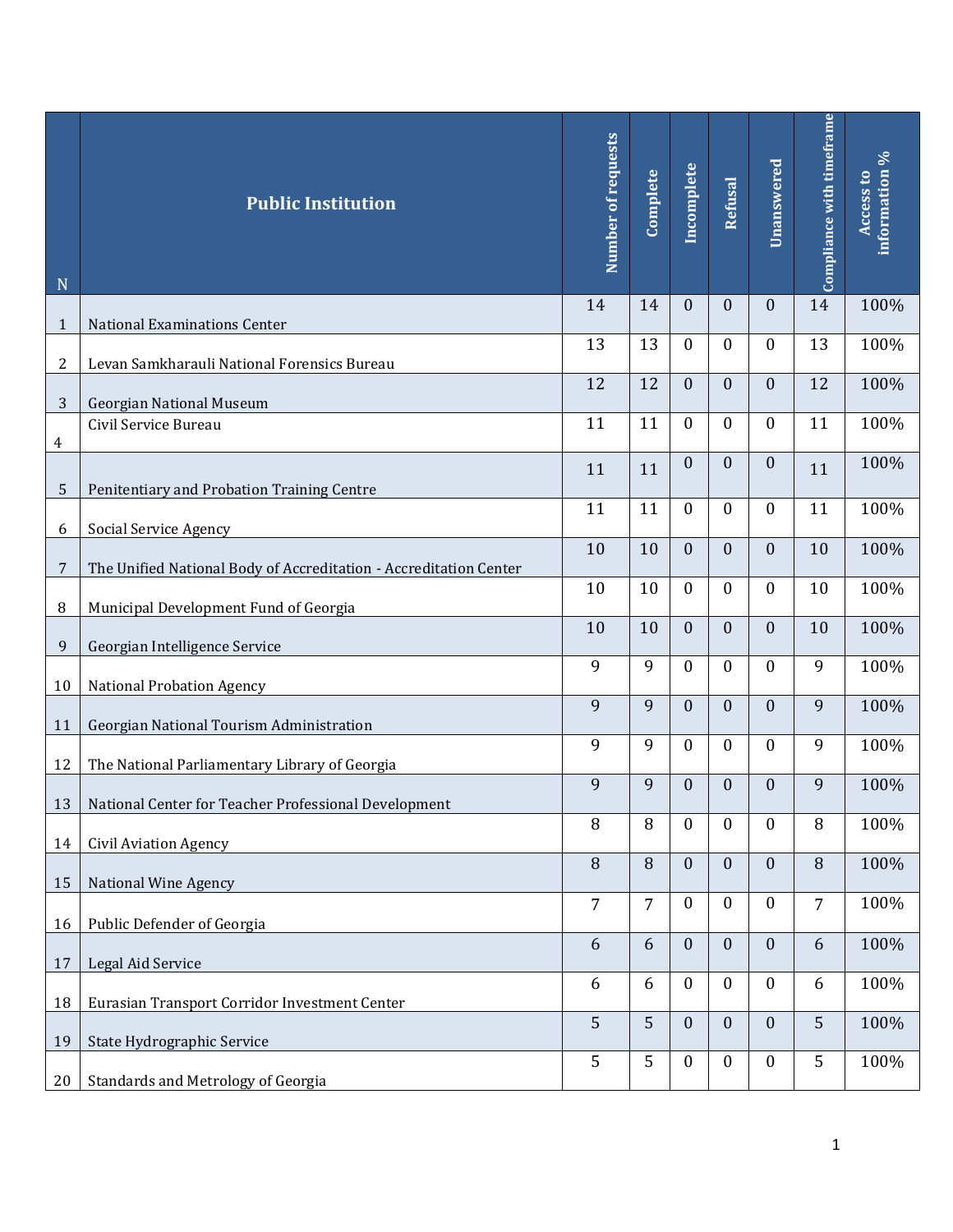| N | Public Institution | Number of requests | Complete | Incomplete | Refusal | Unanswered | Compliance with timeframe | Access to information % |
|---|---|---|---|---|---|---|---|---|
| 1 | National Examinations Center | 14 | 14 | 0 | 0 | 0 | 14 | 100% |
| 2 | Levan Samkharauli National Forensics Bureau | 13 | 13 | 0 | 0 | 0 | 13 | 100% |
| 3 | Georgian National Museum | 12 | 12 | 0 | 0 | 0 | 12 | 100% |
| 4 | Civil Service Bureau | 11 | 11 | 0 | 0 | 0 | 11 | 100% |
| 5 | Penitentiary and Probation Training Centre | 11 | 11 | 0 | 0 | 0 | 11 | 100% |
| 6 | Social Service Agency | 11 | 11 | 0 | 0 | 0 | 11 | 100% |
| 7 | The Unified National Body of Accreditation - Accreditation Center | 10 | 10 | 0 | 0 | 0 | 10 | 100% |
| 8 | Municipal Development Fund of Georgia | 10 | 10 | 0 | 0 | 0 | 10 | 100% |
| 9 | Georgian Intelligence Service | 10 | 10 | 0 | 0 | 0 | 10 | 100% |
| 10 | National Probation Agency | 9 | 9 | 0 | 0 | 0 | 9 | 100% |
| 11 | Georgian National Tourism Administration | 9 | 9 | 0 | 0 | 0 | 9 | 100% |
| 12 | The National Parliamentary Library of Georgia | 9 | 9 | 0 | 0 | 0 | 9 | 100% |
| 13 | National Center for Teacher Professional Development | 9 | 9 | 0 | 0 | 0 | 9 | 100% |
| 14 | Civil Aviation Agency | 8 | 8 | 0 | 0 | 0 | 8 | 100% |
| 15 | National Wine Agency | 8 | 8 | 0 | 0 | 0 | 8 | 100% |
| 16 | Public Defender of Georgia | 7 | 7 | 0 | 0 | 0 | 7 | 100% |
| 17 | Legal Aid Service | 6 | 6 | 0 | 0 | 0 | 6 | 100% |
| 18 | Eurasian Transport Corridor Investment Center | 6 | 6 | 0 | 0 | 0 | 6 | 100% |
| 19 | State Hydrographic Service | 5 | 5 | 0 | 0 | 0 | 5 | 100% |
| 20 | Standards and Metrology of Georgia | 5 | 5 | 0 | 0 | 0 | 5 | 100% |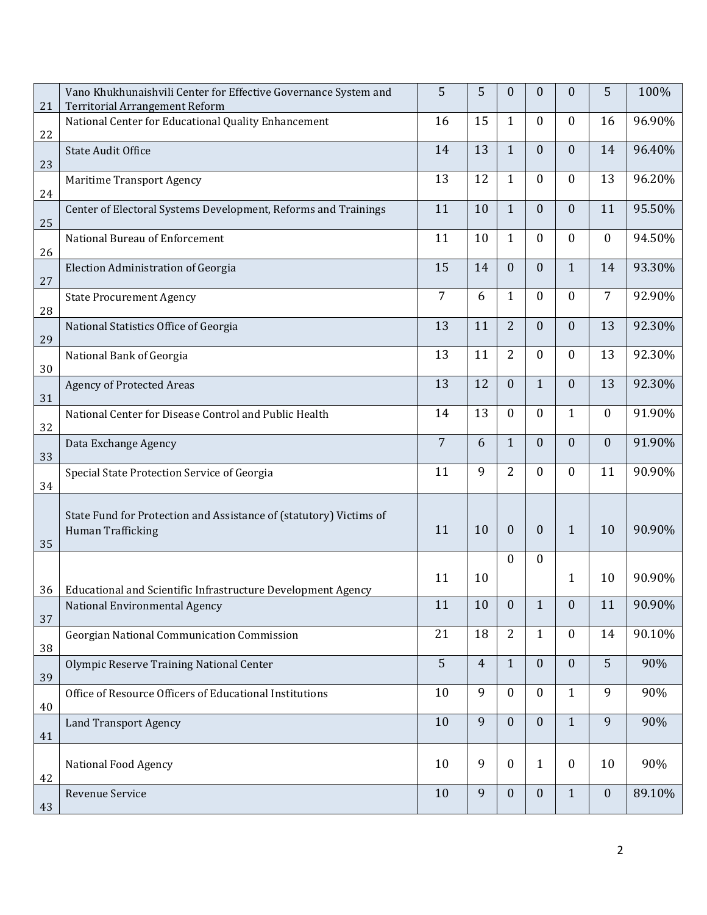| | | | | | | | | |
|---|---|---|---|---|---|---|---|---|
| 21 | Vano Khukhunaishvili Center for Effective Governance System and Territorial Arrangement Reform | 5 | 5 | 0 | 0 | 0 | 5 | 100% |
| 22 | National Center for Educational Quality Enhancement | 16 | 15 | 1 | 0 | 0 | 16 | 96.90% |
| 23 | State Audit Office | 14 | 13 | 1 | 0 | 0 | 14 | 96.40% |
| 24 | Maritime Transport Agency | 13 | 12 | 1 | 0 | 0 | 13 | 96.20% |
| 25 | Center of Electoral Systems Development, Reforms and Trainings | 11 | 10 | 1 | 0 | 0 | 11 | 95.50% |
| 26 | National Bureau of Enforcement | 11 | 10 | 1 | 0 | 0 | 0 | 94.50% |
| 27 | Election Administration of Georgia | 15 | 14 | 0 | 0 | 1 | 14 | 93.30% |
| 28 | State Procurement Agency | 7 | 6 | 1 | 0 | 0 | 7 | 92.90% |
| 29 | National Statistics Office of Georgia | 13 | 11 | 2 | 0 | 0 | 13 | 92.30% |
| 30 | National Bank of Georgia | 13 | 11 | 2 | 0 | 0 | 13 | 92.30% |
| 31 | Agency of Protected Areas | 13 | 12 | 0 | 1 | 0 | 13 | 92.30% |
| 32 | National Center for Disease Control and Public Health | 14 | 13 | 0 | 0 | 1 | 0 | 91.90% |
| 33 | Data Exchange Agency | 7 | 6 | 1 | 0 | 0 | 0 | 91.90% |
| 34 | Special State Protection Service of Georgia | 11 | 9 | 2 | 0 | 0 | 11 | 90.90% |
| 35 | State Fund for Protection and Assistance of (statutory) Victims of Human Trafficking | 11 | 10 | 0 | 0 | 1 | 10 | 90.90% |
| 36 | Educational and Scientific Infrastructure Development Agency | 11 | 10 | 0 | 0 | 1 | 10 | 90.90% |
| 37 | National Environmental Agency | 11 | 10 | 0 | 1 | 0 | 11 | 90.90% |
| 38 | Georgian National Communication Commission | 21 | 18 | 2 | 1 | 0 | 14 | 90.10% |
| 39 | Olympic Reserve Training National Center | 5 | 4 | 1 | 0 | 0 | 5 | 90% |
| 40 | Office of Resource Officers of Educational Institutions | 10 | 9 | 0 | 0 | 1 | 9 | 90% |
| 41 | Land Transport Agency | 10 | 9 | 0 | 0 | 1 | 9 | 90% |
| 42 | National Food Agency | 10 | 9 | 0 | 1 | 0 | 10 | 90% |
| 43 | Revenue Service | 10 | 9 | 0 | 0 | 1 | 0 | 89.10% |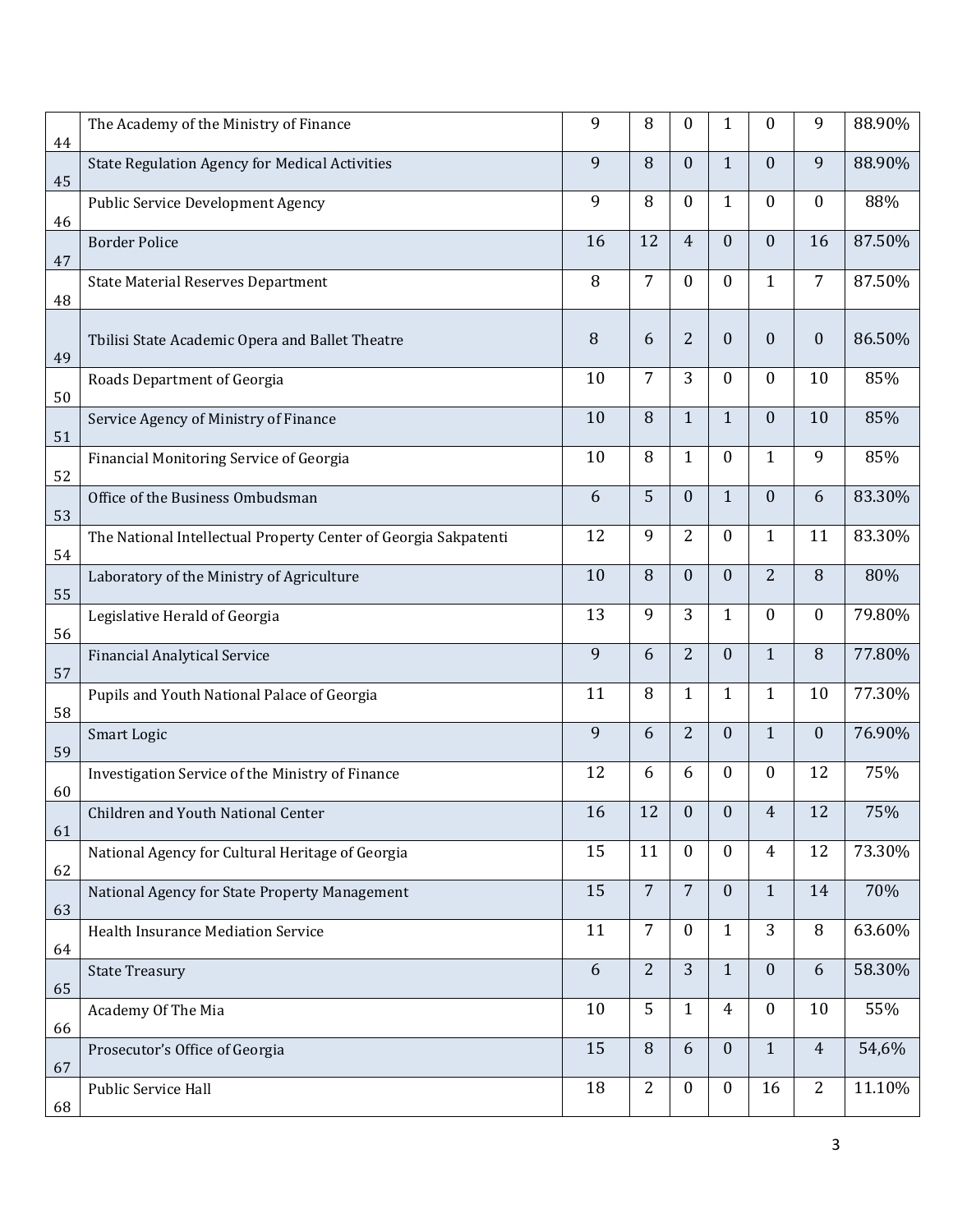| | | | | | | | | |
|---|---|---|---|---|---|---|---|---|
| 44 | The Academy of the Ministry of Finance | 9 | 8 | 0 | 1 | 0 | 9 | 88.90% |
| 45 | State Regulation Agency for Medical Activities | 9 | 8 | 0 | 1 | 0 | 9 | 88.90% |
| 46 | Public Service Development Agency | 9 | 8 | 0 | 1 | 0 | 0 | 88% |
| 47 | Border Police | 16 | 12 | 4 | 0 | 0 | 16 | 87.50% |
| 48 | State Material Reserves Department | 8 | 7 | 0 | 0 | 1 | 7 | 87.50% |
| 49 | Tbilisi State Academic Opera and Ballet Theatre | 8 | 6 | 2 | 0 | 0 | 0 | 86.50% |
| 50 | Roads Department of Georgia | 10 | 7 | 3 | 0 | 0 | 10 | 85% |
| 51 | Service Agency of Ministry of Finance | 10 | 8 | 1 | 1 | 0 | 10 | 85% |
| 52 | Financial Monitoring Service of Georgia | 10 | 8 | 1 | 0 | 1 | 9 | 85% |
| 53 | Office of the Business Ombudsman | 6 | 5 | 0 | 1 | 0 | 6 | 83.30% |
| 54 | The National Intellectual Property Center of Georgia Sakpatenti | 12 | 9 | 2 | 0 | 1 | 11 | 83.30% |
| 55 | Laboratory of the Ministry of Agriculture | 10 | 8 | 0 | 0 | 2 | 8 | 80% |
| 56 | Legislative Herald of Georgia | 13 | 9 | 3 | 1 | 0 | 0 | 79.80% |
| 57 | Financial Analytical Service | 9 | 6 | 2 | 0 | 1 | 8 | 77.80% |
| 58 | Pupils and Youth National Palace of Georgia | 11 | 8 | 1 | 1 | 1 | 10 | 77.30% |
| 59 | Smart Logic | 9 | 6 | 2 | 0 | 1 | 0 | 76.90% |
| 60 | Investigation Service of the Ministry of Finance | 12 | 6 | 6 | 0 | 0 | 12 | 75% |
| 61 | Children and Youth National Center | 16 | 12 | 0 | 0 | 4 | 12 | 75% |
| 62 | National Agency for Cultural Heritage of Georgia | 15 | 11 | 0 | 0 | 4 | 12 | 73.30% |
| 63 | National Agency for State Property Management | 15 | 7 | 7 | 0 | 1 | 14 | 70% |
| 64 | Health Insurance Mediation Service | 11 | 7 | 0 | 1 | 3 | 8 | 63.60% |
| 65 | State Treasury | 6 | 2 | 3 | 1 | 0 | 6 | 58.30% |
| 66 | Academy Of The Mia | 10 | 5 | 1 | 4 | 0 | 10 | 55% |
| 67 | Prosecutor's Office of Georgia | 15 | 8 | 6 | 0 | 1 | 4 | 54,6% |
| 68 | Public Service Hall | 18 | 2 | 0 | 0 | 16 | 2 | 11.10% |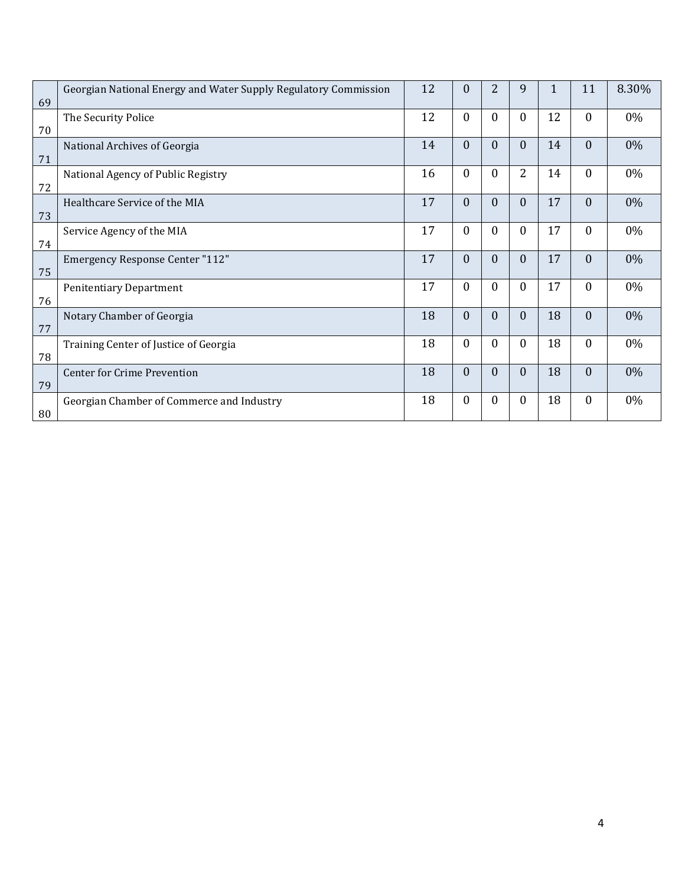| | | | | | | | | |
|---|---|---|---|---|---|---|---|---|
| 69 | Georgian National Energy and Water Supply Regulatory Commission | 12 | 0 | 2 | 9 | 1 | 11 | 8.30% |
| 70 | The Security Police | 12 | 0 | 0 | 0 | 12 | 0 | 0% |
| 71 | National Archives of Georgia | 14 | 0 | 0 | 0 | 14 | 0 | 0% |
| 72 | National Agency of Public Registry | 16 | 0 | 0 | 2 | 14 | 0 | 0% |
| 73 | Healthcare Service of the MIA | 17 | 0 | 0 | 0 | 17 | 0 | 0% |
| 74 | Service Agency of the MIA | 17 | 0 | 0 | 0 | 17 | 0 | 0% |
| 75 | Emergency Response Center "112" | 17 | 0 | 0 | 0 | 17 | 0 | 0% |
| 76 | Penitentiary Department | 17 | 0 | 0 | 0 | 17 | 0 | 0% |
| 77 | Notary Chamber of Georgia | 18 | 0 | 0 | 0 | 18 | 0 | 0% |
| 78 | Training Center of Justice of Georgia | 18 | 0 | 0 | 0 | 18 | 0 | 0% |
| 79 | Center for Crime Prevention | 18 | 0 | 0 | 0 | 18 | 0 | 0% |
| 80 | Georgian Chamber of Commerce and Industry | 18 | 0 | 0 | 0 | 18 | 0 | 0% |